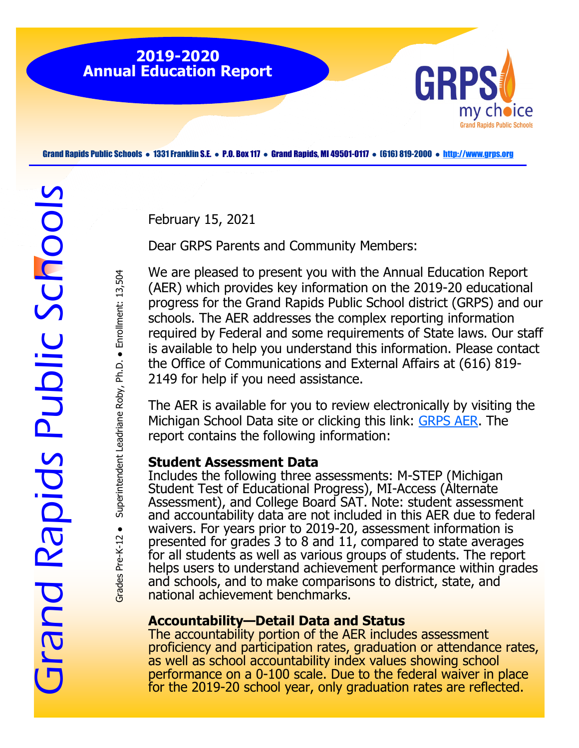# 2019-2020 Annual Education Report

Grand Rapids Public Schools • 1331 Franklin S.E. • P.O. Box 117 • Grand Rapids, MI 49501-0117 • (616) 819-2000 • http://www.grps.org

*Grand Rapids Public Schools*

Grades Pre-K-12 • Superintendent Leadriane Roby, Ph.D. • Enrollment: 13,504

February 15, 2021

Dear GRPS Parents and Community Members:

We are pleased to present you with the Annual Education Report (AER) which provides key information on the 2019-20 educational progress for the Grand Rapids Public School district (GRPS) and our schools. The AER addresses the complex reporting information required by Federal and some requirements of State laws. Our staff is available to help you understand this information. Please contact the Office of Communications and External Affairs at (616) 819-2149 for help if you need assistance.

The AER is available for you to review electronically by visiting the Michigan School Data site or clicking this link: GRPS AER. The report contains the following information:

**Student Assessment Data**
Includes the following three assessments: M-STEP (Michigan Student Test of Educational Progress), MI-Access (Alternate Assessment), and College Board SAT. Note: student assessment and accountability data are not included in this AER due to federal waivers. For years prior to 2019-20, assessment information is presented for grades 3 to 8 and 11, compared to state averages for all students as well as various groups of students. The report helps users to understand achievement performance within grades and schools, and to make comparisons to district, state, and national achievement benchmarks.

**Accountability—Detail Data and Status**
The accountability portion of the AER includes assessment proficiency and participation rates, graduation or attendance rates, as well as school accountability index values showing school performance on a 0-100 scale. Due to the federal waiver in place for the 2019-20 school year, only graduation rates are reflected.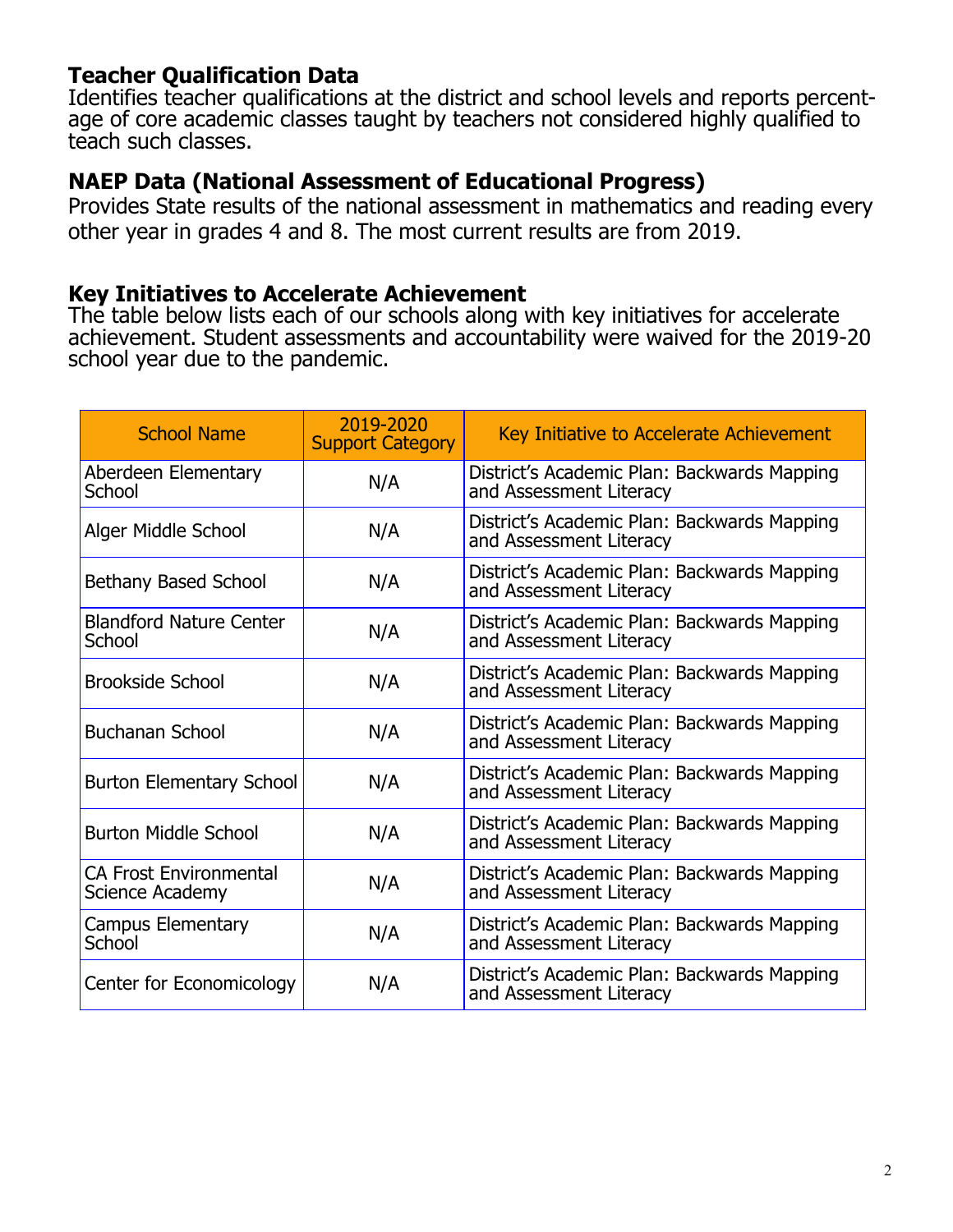## Teacher Qualification Data

Identifies teacher qualifications at the district and school levels and reports percentage of core academic classes taught by teachers not considered highly qualified to teach such classes.

## NAEP Data (National Assessment of Educational Progress)

Provides State results of the national assessment in mathematics and reading every other year in grades 4 and 8. The most current results are from 2019.

## Key Initiatives to Accelerate Achievement

The table below lists each of our schools along with key initiatives for accelerate achievement. Student assessments and accountability were waived for the 2019-20 school year due to the pandemic.

| School Name | 2019-2020 Support Category | Key Initiative to Accelerate Achievement |
|---|---|---|
| Aberdeen Elementary School | N/A | District's Academic Plan: Backwards Mapping and Assessment Literacy |
| Alger Middle School | N/A | District's Academic Plan: Backwards Mapping and Assessment Literacy |
| Bethany Based School | N/A | District's Academic Plan: Backwards Mapping and Assessment Literacy |
| Blandford Nature Center School | N/A | District's Academic Plan: Backwards Mapping and Assessment Literacy |
| Brookside School | N/A | District's Academic Plan: Backwards Mapping and Assessment Literacy |
| Buchanan School | N/A | District's Academic Plan: Backwards Mapping and Assessment Literacy |
| Burton Elementary School | N/A | District's Academic Plan: Backwards Mapping and Assessment Literacy |
| Burton Middle School | N/A | District's Academic Plan: Backwards Mapping and Assessment Literacy |
| CA Frost Environmental Science Academy | N/A | District's Academic Plan: Backwards Mapping and Assessment Literacy |
| Campus Elementary School | N/A | District's Academic Plan: Backwards Mapping and Assessment Literacy |
| Center for Economicology | N/A | District's Academic Plan: Backwards Mapping and Assessment Literacy |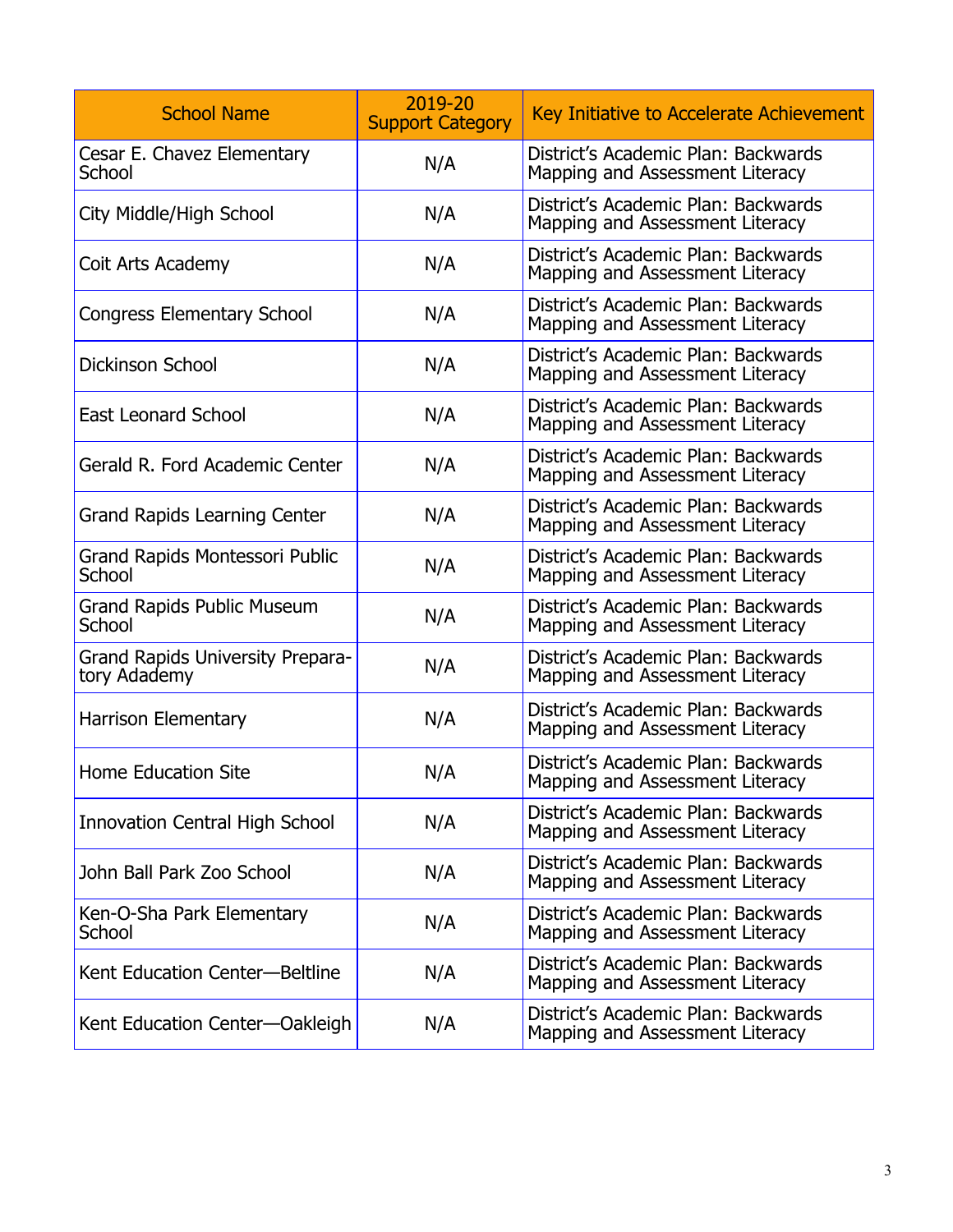| School Name | 2019-20 Support Category | Key Initiative to Accelerate Achievement |
|---|---|---|
| Cesar E. Chavez Elementary School | N/A | District's Academic Plan: Backwards Mapping and Assessment Literacy |
| City Middle/High School | N/A | District's Academic Plan: Backwards Mapping and Assessment Literacy |
| Coit Arts Academy | N/A | District's Academic Plan: Backwards Mapping and Assessment Literacy |
| Congress Elementary School | N/A | District's Academic Plan: Backwards Mapping and Assessment Literacy |
| Dickinson School | N/A | District's Academic Plan: Backwards Mapping and Assessment Literacy |
| East Leonard School | N/A | District's Academic Plan: Backwards Mapping and Assessment Literacy |
| Gerald R. Ford Academic Center | N/A | District's Academic Plan: Backwards Mapping and Assessment Literacy |
| Grand Rapids Learning Center | N/A | District's Academic Plan: Backwards Mapping and Assessment Literacy |
| Grand Rapids Montessori Public School | N/A | District's Academic Plan: Backwards Mapping and Assessment Literacy |
| Grand Rapids Public Museum School | N/A | District's Academic Plan: Backwards Mapping and Assessment Literacy |
| Grand Rapids University Preparatory Adademy | N/A | District's Academic Plan: Backwards Mapping and Assessment Literacy |
| Harrison Elementary | N/A | District's Academic Plan: Backwards Mapping and Assessment Literacy |
| Home Education Site | N/A | District's Academic Plan: Backwards Mapping and Assessment Literacy |
| Innovation Central High School | N/A | District's Academic Plan: Backwards Mapping and Assessment Literacy |
| John Ball Park Zoo School | N/A | District's Academic Plan: Backwards Mapping and Assessment Literacy |
| Ken-O-Sha Park Elementary School | N/A | District's Academic Plan: Backwards Mapping and Assessment Literacy |
| Kent Education Center—Beltline | N/A | District's Academic Plan: Backwards Mapping and Assessment Literacy |
| Kent Education Center—Oakleigh | N/A | District's Academic Plan: Backwards Mapping and Assessment Literacy |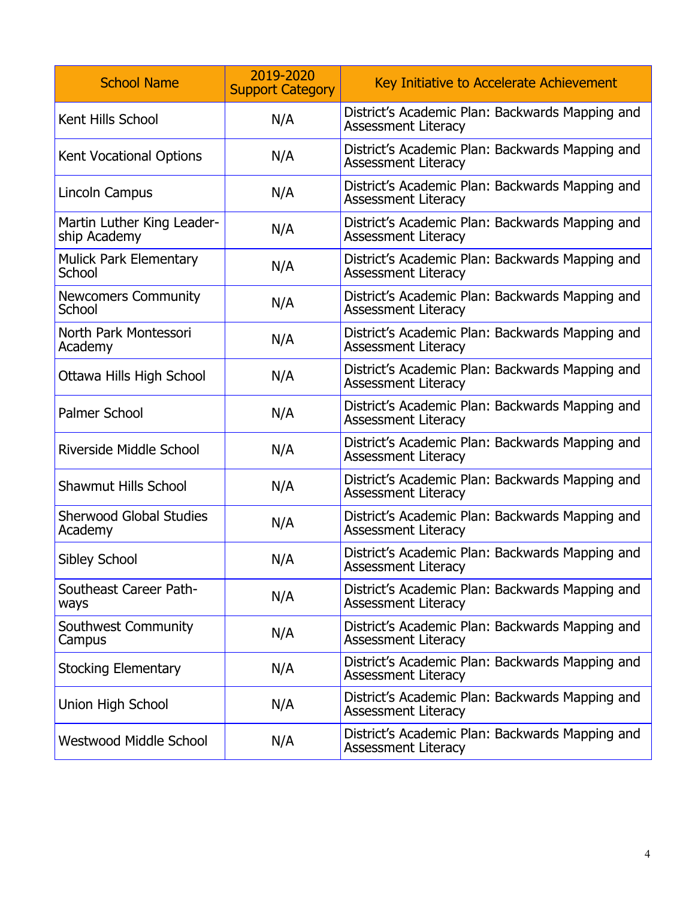| School Name | 2019-2020 Support Category | Key Initiative to Accelerate Achievement |
|---|---|---|
| Kent Hills School | N/A | District's Academic Plan: Backwards Mapping and Assessment Literacy |
| Kent Vocational Options | N/A | District's Academic Plan: Backwards Mapping and Assessment Literacy |
| Lincoln Campus | N/A | District's Academic Plan: Backwards Mapping and Assessment Literacy |
| Martin Luther King Leadership Academy | N/A | District's Academic Plan: Backwards Mapping and Assessment Literacy |
| Mulick Park Elementary School | N/A | District's Academic Plan: Backwards Mapping and Assessment Literacy |
| Newcomers Community School | N/A | District's Academic Plan: Backwards Mapping and Assessment Literacy |
| North Park Montessori Academy | N/A | District's Academic Plan: Backwards Mapping and Assessment Literacy |
| Ottawa Hills High School | N/A | District's Academic Plan: Backwards Mapping and Assessment Literacy |
| Palmer School | N/A | District's Academic Plan: Backwards Mapping and Assessment Literacy |
| Riverside Middle School | N/A | District's Academic Plan: Backwards Mapping and Assessment Literacy |
| Shawmut Hills School | N/A | District's Academic Plan: Backwards Mapping and Assessment Literacy |
| Sherwood Global Studies Academy | N/A | District's Academic Plan: Backwards Mapping and Assessment Literacy |
| Sibley School | N/A | District's Academic Plan: Backwards Mapping and Assessment Literacy |
| Southeast Career Pathways | N/A | District's Academic Plan: Backwards Mapping and Assessment Literacy |
| Southwest Community Campus | N/A | District's Academic Plan: Backwards Mapping and Assessment Literacy |
| Stocking Elementary | N/A | District's Academic Plan: Backwards Mapping and Assessment Literacy |
| Union High School | N/A | District's Academic Plan: Backwards Mapping and Assessment Literacy |
| Westwood Middle School | N/A | District's Academic Plan: Backwards Mapping and Assessment Literacy |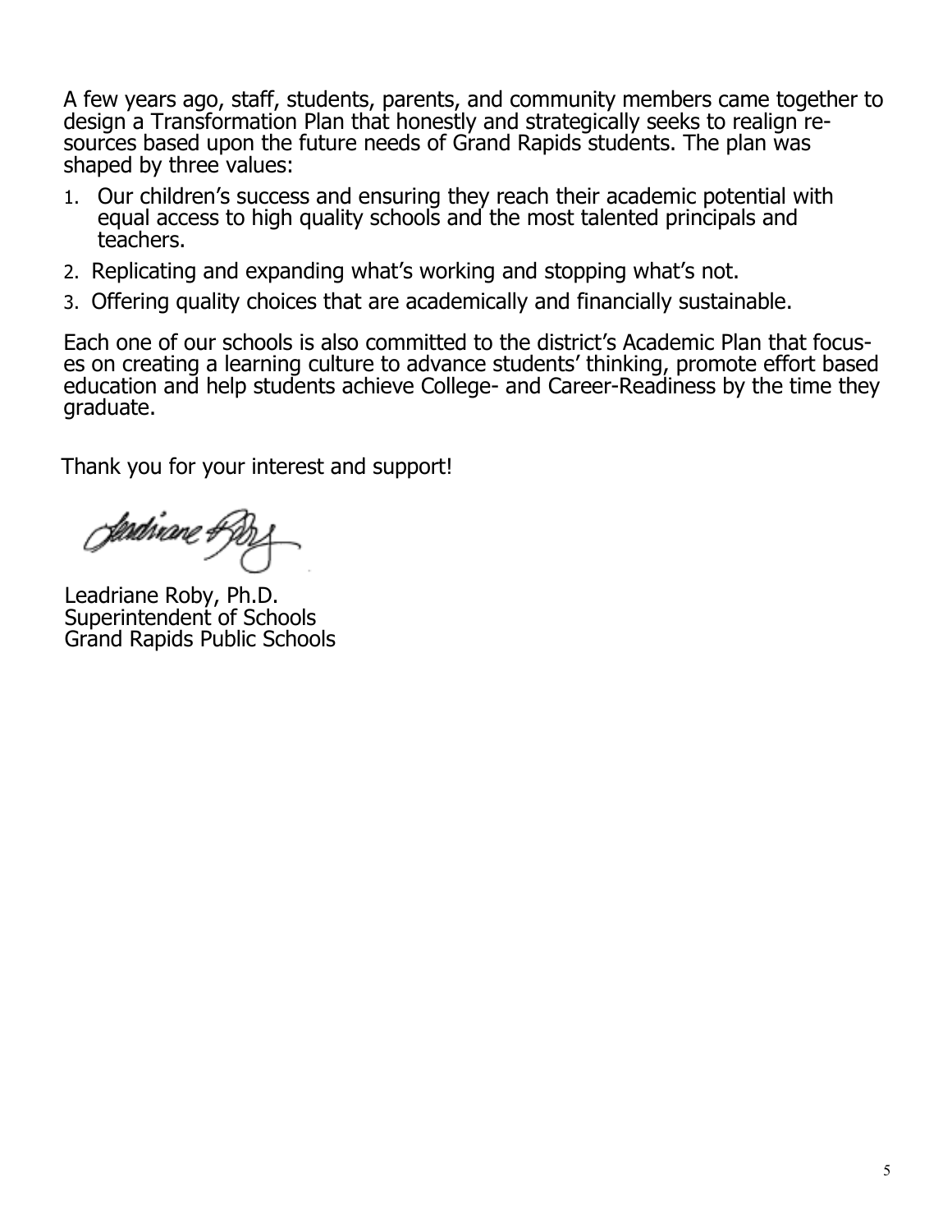A few years ago, staff, students, parents, and community members came together to design a Transformation Plan that honestly and strategically seeks to realign resources based upon the future needs of Grand Rapids students. The plan was shaped by three values:

1. Our children's success and ensuring they reach their academic potential with equal access to high quality schools and the most talented principals and teachers.
2. Replicating and expanding what's working and stopping what's not.
3. Offering quality choices that are academically and financially sustainable.

Each one of our schools is also committed to the district's Academic Plan that focuses on creating a learning culture to advance students' thinking, promote effort based education and help students achieve College- and Career-Readiness by the time they graduate.

Thank you for your interest and support!

Leadriane Roby, Ph.D.
Superintendent of Schools
Grand Rapids Public Schools